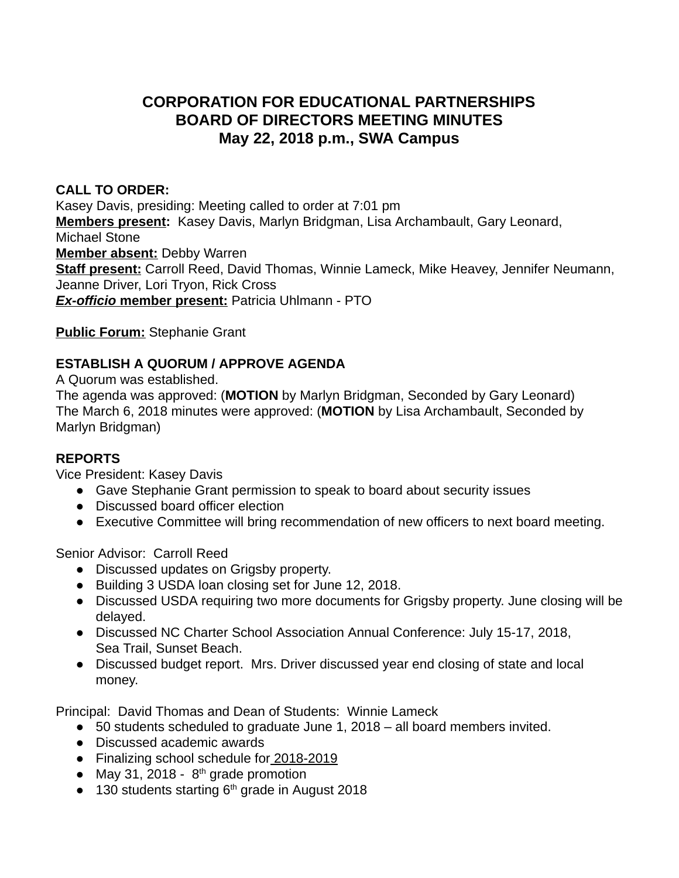# CORPORATION FOR EDUCATIONAL PARTNERSHIPS
# BOARD OF DIRECTORS MEETING MINUTES
# May 22, 2018 p.m., SWA Campus

**CALL TO ORDER:**
Kasey Davis, presiding: Meeting called to order at 7:01 pm
**Members present:** Kasey Davis, Marlyn Bridgman, Lisa Archambault, Gary Leonard, Michael Stone
**Member absent:** Debby Warren
**Staff present:** Carroll Reed, David Thomas, Winnie Lameck, Mike Heavey, Jennifer Neumann, Jeanne Driver, Lori Tryon, Rick Cross
***Ex-officio* member present:** Patricia Uhlmann - PTO

**Public Forum:** Stephanie Grant

**ESTABLISH A QUORUM / APPROVE AGENDA**
A Quorum was established.
The agenda was approved: (**MOTION** by Marlyn Bridgman, Seconded by Gary Leonard)
The March 6, 2018 minutes were approved: (**MOTION** by Lisa Archambault, Seconded by Marlyn Bridgman)

**REPORTS**
Vice President: Kasey Davis

- Gave Stephanie Grant permission to speak to board about security issues
- Discussed board officer election
- Executive Committee will bring recommendation of new officers to next board meeting.

Senior Advisor: Carroll Reed

- Discussed updates on Grigsby property.
- Building 3 USDA loan closing set for June 12, 2018.
- Discussed USDA requiring two more documents for Grigsby property. June closing will be delayed.
- Discussed NC Charter School Association Annual Conference: July 15-17, 2018, Sea Trail, Sunset Beach.
- Discussed budget report. Mrs. Driver discussed year end closing of state and local money.

Principal: David Thomas and Dean of Students: Winnie Lameck

- 50 students scheduled to graduate June 1, 2018 – all board members invited.
- Discussed academic awards
- Finalizing school schedule for 2018-2019
- May 31, 2018 - 8th grade promotion
- 130 students starting 6th grade in August 2018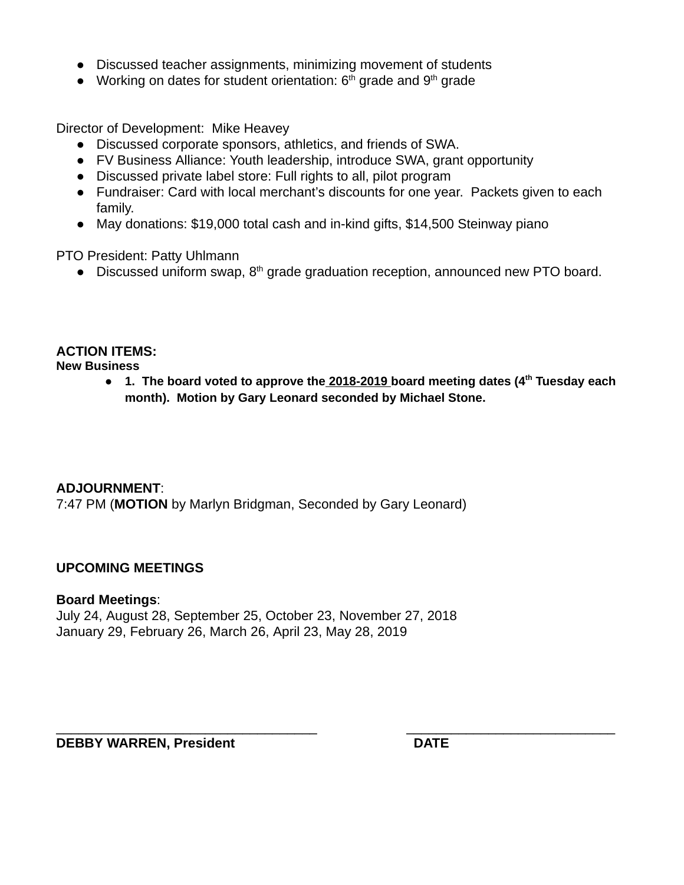- Discussed teacher assignments, minimizing movement of students
- Working on dates for student orientation: 6th grade and 9th grade

Director of Development: Mike Heavey

- Discussed corporate sponsors, athletics, and friends of SWA.
- FV Business Alliance: Youth leadership, introduce SWA, grant opportunity
- Discussed private label store: Full rights to all, pilot program
- Fundraiser: Card with local merchant's discounts for one year. Packets given to each family.
- May donations: $19,000 total cash and in-kind gifts, $14,500 Steinway piano

PTO President: Patty Uhlmann

- Discussed uniform swap, 8th grade graduation reception, announced new PTO board.

**ACTION ITEMS:**

**New Business**

- **1. The board voted to approve the 2018-2019 board meeting dates (4th Tuesday each month). Motion by Gary Leonard seconded by Michael Stone.**

**ADJOURNMENT**:

7:47 PM (**MOTION** by Marlyn Bridgman, Seconded by Gary Leonard)

**UPCOMING MEETINGS**

**Board Meetings**:

July 24, August 28, September 25, October 23, November 27, 2018

January 29, February 26, March 26, April 23, May 28, 2019

\_\_\_\_\_\_\_\_\_\_\_\_\_\_\_\_\_\_\_\_\_\_\_\_\_\_\_\_\_\_\_\_\_\_\_\_

**DEBBY WARREN, President**

\_\_\_\_\_\_\_\_\_\_\_\_\_\_\_\_\_\_\_\_\_\_\_\_\_\_\_\_\_\_\_\_

**DATE**